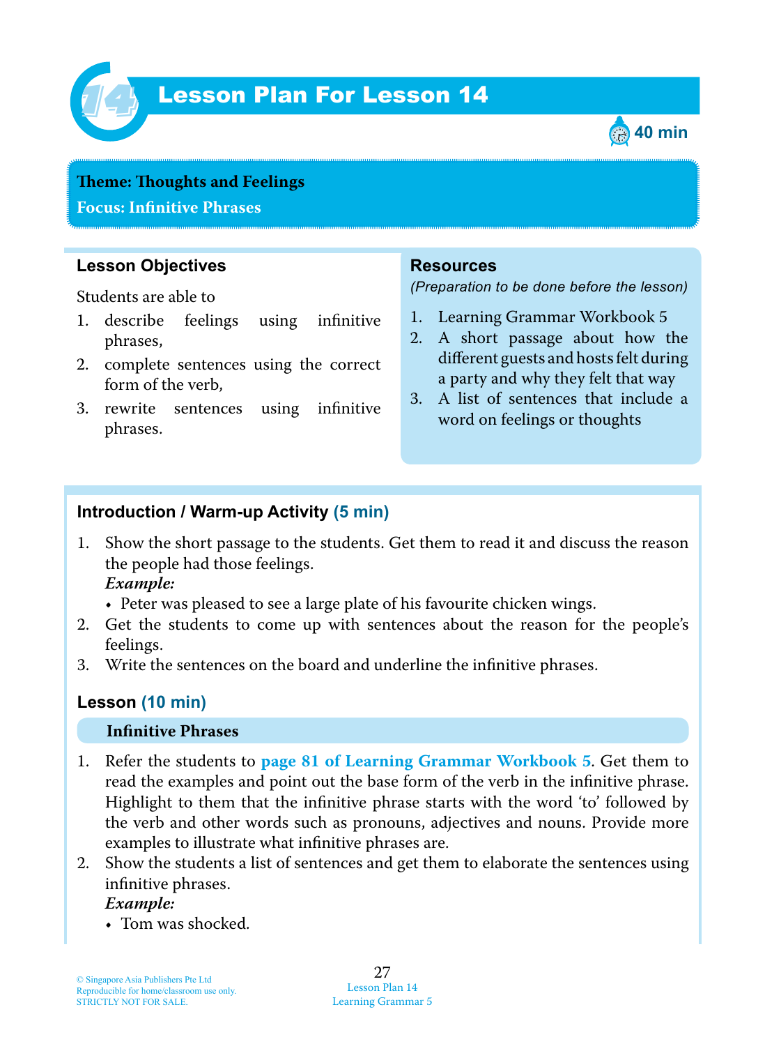# Lesson Plan For Lesson 14

40 min

**Theme: Thoughts and Feelings**

**Focus: Infinitive Phrases**

## Lesson Objectives

Students are able to

1. describe feelings using infinitive phrases,
2. complete sentences using the correct form of the verb,
3. rewrite sentences using infinitive phrases.

## Resources

*(Preparation to be done before the lesson)*

1. Learning Grammar Workbook 5
2. A short passage about how the different guests and hosts felt during a party and why they felt that way
3. A list of sentences that include a word on feelings or thoughts

## Introduction / Warm-up Activity (5 min)

1. Show the short passage to the students. Get them to read it and discuss the reason the people had those feelings.
   ***Example:***
   - Peter was pleased to see a large plate of his favourite chicken wings.
2. Get the students to come up with sentences about the reason for the people's feelings.
3. Write the sentences on the board and underline the infinitive phrases.

## Lesson (10 min)

### Infinitive Phrases

1. Refer the students to **page 81 of Learning Grammar Workbook 5**. Get them to read the examples and point out the base form of the verb in the infinitive phrase. Highlight to them that the infinitive phrase starts with the word 'to' followed by the verb and other words such as pronouns, adjectives and nouns. Provide more examples to illustrate what infinitive phrases are.
2. Show the students a list of sentences and get them to elaborate the sentences using infinitive phrases.
   ***Example:***
   - Tom was shocked.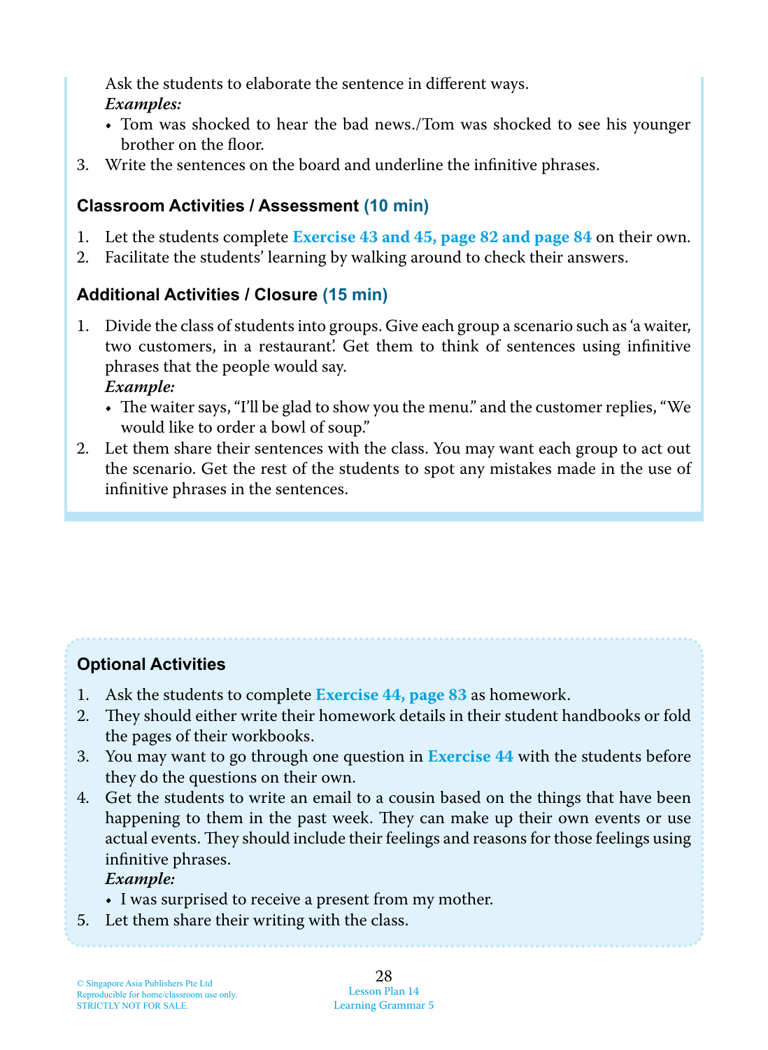Ask the students to elaborate the sentence in different ways.

*Examples:*

- Tom was shocked to hear the bad news./Tom was shocked to see his younger brother on the floor.

3. Write the sentences on the board and underline the infinitive phrases.

### Classroom Activities / Assessment (10 min)

1. Let the students complete **Exercise 43 and 45, page 82 and page 84** on their own.
2. Facilitate the students' learning by walking around to check their answers.

### Additional Activities / Closure (15 min)

1. Divide the class of students into groups. Give each group a scenario such as 'a waiter, two customers, in a restaurant'. Get them to think of sentences using infinitive phrases that the people would say.

   *Example:*

   - The waiter says, "I'll be glad to show you the menu." and the customer replies, "We would like to order a bowl of soup."

2. Let them share their sentences with the class. You may want each group to act out the scenario. Get the rest of the students to spot any mistakes made in the use of infinitive phrases in the sentences.

### Optional Activities

1. Ask the students to complete **Exercise 44, page 83** as homework.
2. They should either write their homework details in their student handbooks or fold the pages of their workbooks.
3. You may want to go through one question in **Exercise 44** with the students before they do the questions on their own.
4. Get the students to write an email to a cousin based on the things that have been happening to them in the past week. They can make up their own events or use actual events. They should include their feelings and reasons for those feelings using infinitive phrases.

   *Example:*

   - I was surprised to receive a present from my mother.

5. Let them share their writing with the class.